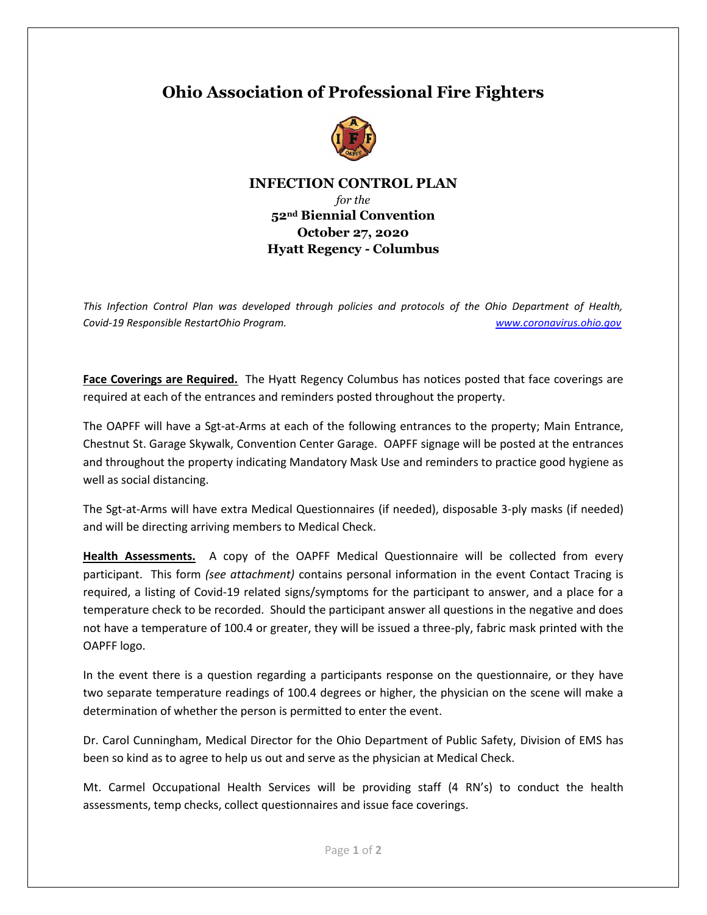# Ohio Association of Professional Fire Fighters

## INFECTION CONTROL PLAN

*for the*

**52nd Biennial Convention**
**October 27, 2020**
**Hyatt Regency - Columbus**

*This Infection Control Plan was developed through policies and protocols of the Ohio Department of Health, Covid-19 Responsible RestartOhio Program.* *www.coronavirus.ohio.gov*

**Face Coverings are Required.** The Hyatt Regency Columbus has notices posted that face coverings are required at each of the entrances and reminders posted throughout the property.

The OAPFF will have a Sgt-at-Arms at each of the following entrances to the property; Main Entrance, Chestnut St. Garage Skywalk, Convention Center Garage. OAPFF signage will be posted at the entrances and throughout the property indicating Mandatory Mask Use and reminders to practice good hygiene as well as social distancing.

The Sgt-at-Arms will have extra Medical Questionnaires (if needed), disposable 3-ply masks (if needed) and will be directing arriving members to Medical Check.

**Health Assessments.** A copy of the OAPFF Medical Questionnaire will be collected from every participant. This form *(see attachment)* contains personal information in the event Contact Tracing is required, a listing of Covid-19 related signs/symptoms for the participant to answer, and a place for a temperature check to be recorded. Should the participant answer all questions in the negative and does not have a temperature of 100.4 or greater, they will be issued a three-ply, fabric mask printed with the OAPFF logo.

In the event there is a question regarding a participants response on the questionnaire, or they have two separate temperature readings of 100.4 degrees or higher, the physician on the scene will make a determination of whether the person is permitted to enter the event.

Dr. Carol Cunningham, Medical Director for the Ohio Department of Public Safety, Division of EMS has been so kind as to agree to help us out and serve as the physician at Medical Check.

Mt. Carmel Occupational Health Services will be providing staff (4 RN's) to conduct the health assessments, temp checks, collect questionnaires and issue face coverings.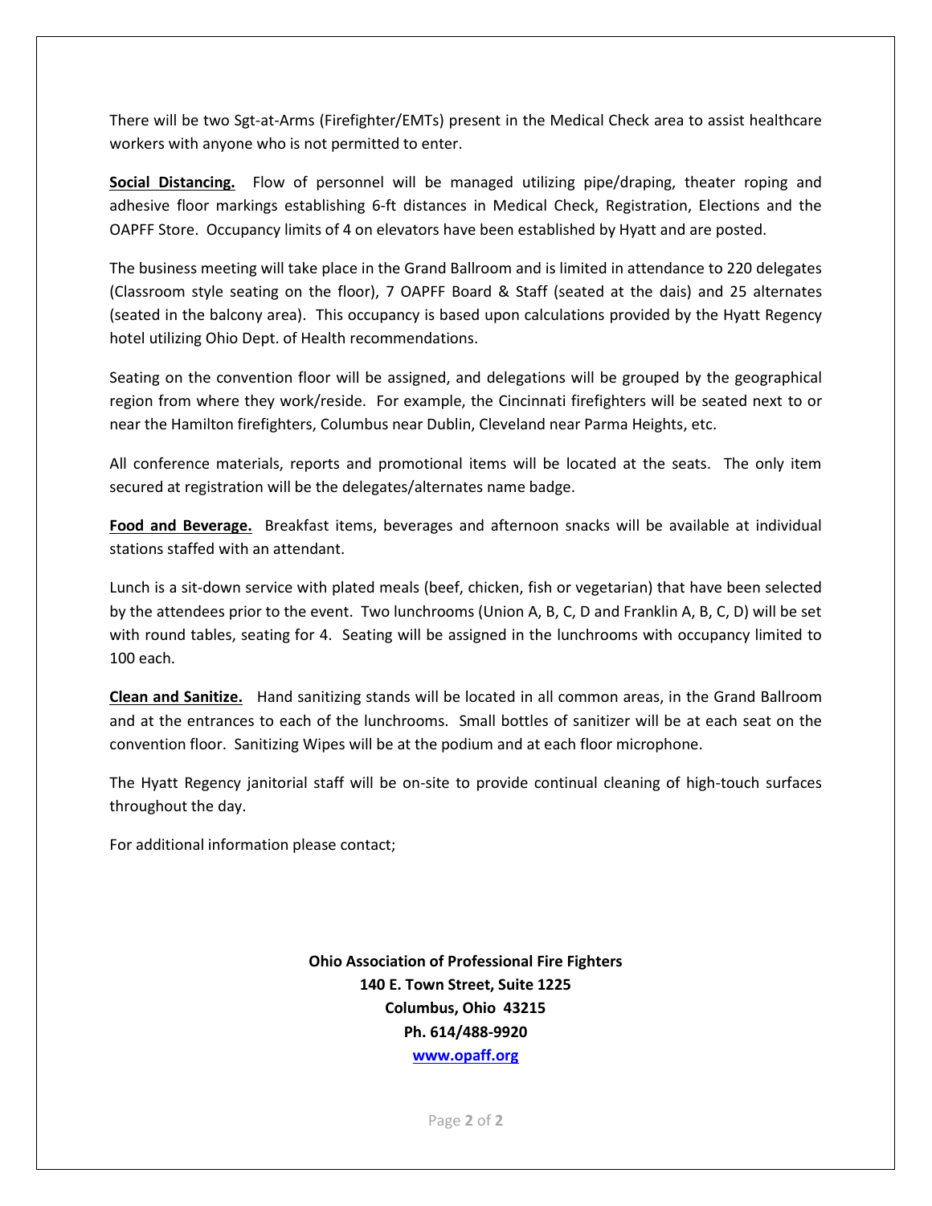There will be two Sgt-at-Arms (Firefighter/EMTs) present in the Medical Check area to assist healthcare workers with anyone who is not permitted to enter.

**Social Distancing.** Flow of personnel will be managed utilizing pipe/draping, theater roping and adhesive floor markings establishing 6-ft distances in Medical Check, Registration, Elections and the OAPFF Store. Occupancy limits of 4 on elevators have been established by Hyatt and are posted.

The business meeting will take place in the Grand Ballroom and is limited in attendance to 220 delegates (Classroom style seating on the floor), 7 OAPFF Board & Staff (seated at the dais) and 25 alternates (seated in the balcony area). This occupancy is based upon calculations provided by the Hyatt Regency hotel utilizing Ohio Dept. of Health recommendations.

Seating on the convention floor will be assigned, and delegations will be grouped by the geographical region from where they work/reside. For example, the Cincinnati firefighters will be seated next to or near the Hamilton firefighters, Columbus near Dublin, Cleveland near Parma Heights, etc.

All conference materials, reports and promotional items will be located at the seats. The only item secured at registration will be the delegates/alternates name badge.

**Food and Beverage.** Breakfast items, beverages and afternoon snacks will be available at individual stations staffed with an attendant.

Lunch is a sit-down service with plated meals (beef, chicken, fish or vegetarian) that have been selected by the attendees prior to the event. Two lunchrooms (Union A, B, C, D and Franklin A, B, C, D) will be set with round tables, seating for 4. Seating will be assigned in the lunchrooms with occupancy limited to 100 each.

**Clean and Sanitize.** Hand sanitizing stands will be located in all common areas, in the Grand Ballroom and at the entrances to each of the lunchrooms. Small bottles of sanitizer will be at each seat on the convention floor. Sanitizing Wipes will be at the podium and at each floor microphone.

The Hyatt Regency janitorial staff will be on-site to provide continual cleaning of high-touch surfaces throughout the day.

For additional information please contact;

**Ohio Association of Professional Fire Fighters**
**140 E. Town Street, Suite 1225**
**Columbus, Ohio 43215**
**Ph. 614/488-9920**
**www.opaff.org**